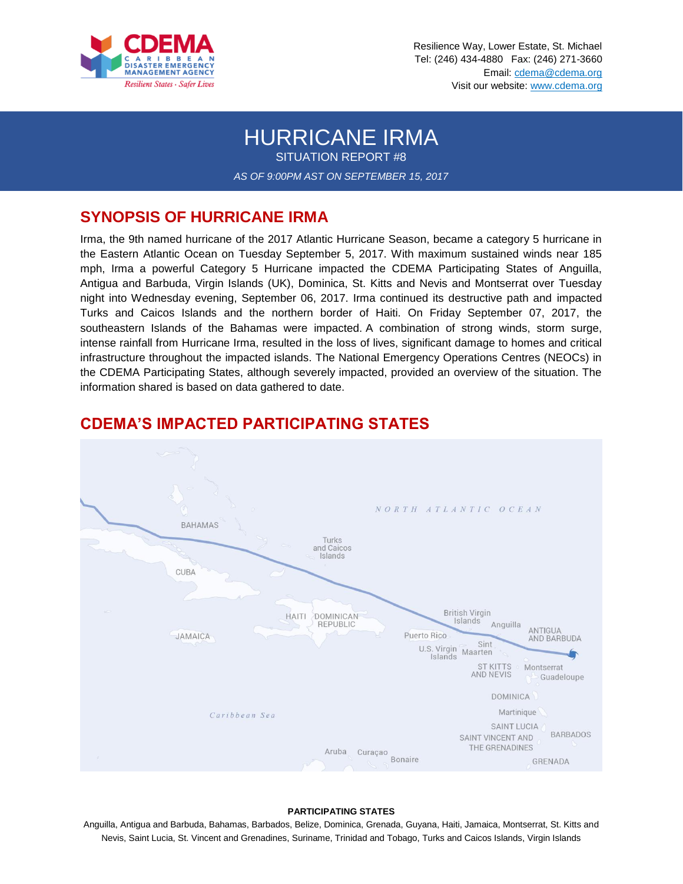CDEMA
CARIBBEAN DISASTER EMERGENCY MANAGEMENT AGENCY
*Resilient States · Safer Lives*

Resilience Way, Lower Estate, St. Michael
Tel: (246) 434-4880 Fax: (246) 271-3660
Email: cdema@cdema.org
Visit our website: www.cdema.org

# HURRICANE IRMA

## SITUATION REPORT #8

*AS OF 9:00PM AST ON SEPTEMBER 15, 2017*

## SYNOPSIS OF HURRICANE IRMA

Irma, the 9th named hurricane of the 2017 Atlantic Hurricane Season, became a category 5 hurricane in the Eastern Atlantic Ocean on Tuesday September 5, 2017. With maximum sustained winds near 185 mph, Irma a powerful Category 5 Hurricane impacted the CDEMA Participating States of Anguilla, Antigua and Barbuda, Virgin Islands (UK), Dominica, St. Kitts and Nevis and Montserrat over Tuesday night into Wednesday evening, September 06, 2017. Irma continued its destructive path and impacted Turks and Caicos Islands and the northern border of Haiti. On Friday September 07, 2017, the southeastern Islands of the Bahamas were impacted. A combination of strong winds, storm surge, intense rainfall from Hurricane Irma, resulted in the loss of lives, significant damage to homes and critical infrastructure throughout the impacted islands. The National Emergency Operations Centres (NEOCs) in the CDEMA Participating States, although severely impacted, provided an overview of the situation. The information shared is based on data gathered to date.

## CDEMA'S IMPACTED PARTICIPATING STATES

NORTH ATLANTIC OCEAN
BAHAMAS
Turks and Caicos Islands
CUBA
HAITI
DOMINICAN REPUBLIC
JAMAICA
British Virgin Islands
Anguilla
ANTIGUA AND BARBUDA
Puerto Rico
U.S. Virgin Islands
Sint Maarten
ST KITTS AND NEVIS
Montserrat
Guadeloupe
DOMINICA
Martinique
Caribbean Sea
SAINT LUCIA
SAINT VINCENT AND THE GRENADINES
BARBADOS
Aruba
Curaçao
Bonaire
GRENADA

**PARTICIPATING STATES**

Anguilla, Antigua and Barbuda, Bahamas, Barbados, Belize, Dominica, Grenada, Guyana, Haiti, Jamaica, Montserrat, St. Kitts and Nevis, Saint Lucia, St. Vincent and Grenadines, Suriname, Trinidad and Tobago, Turks and Caicos Islands, Virgin Islands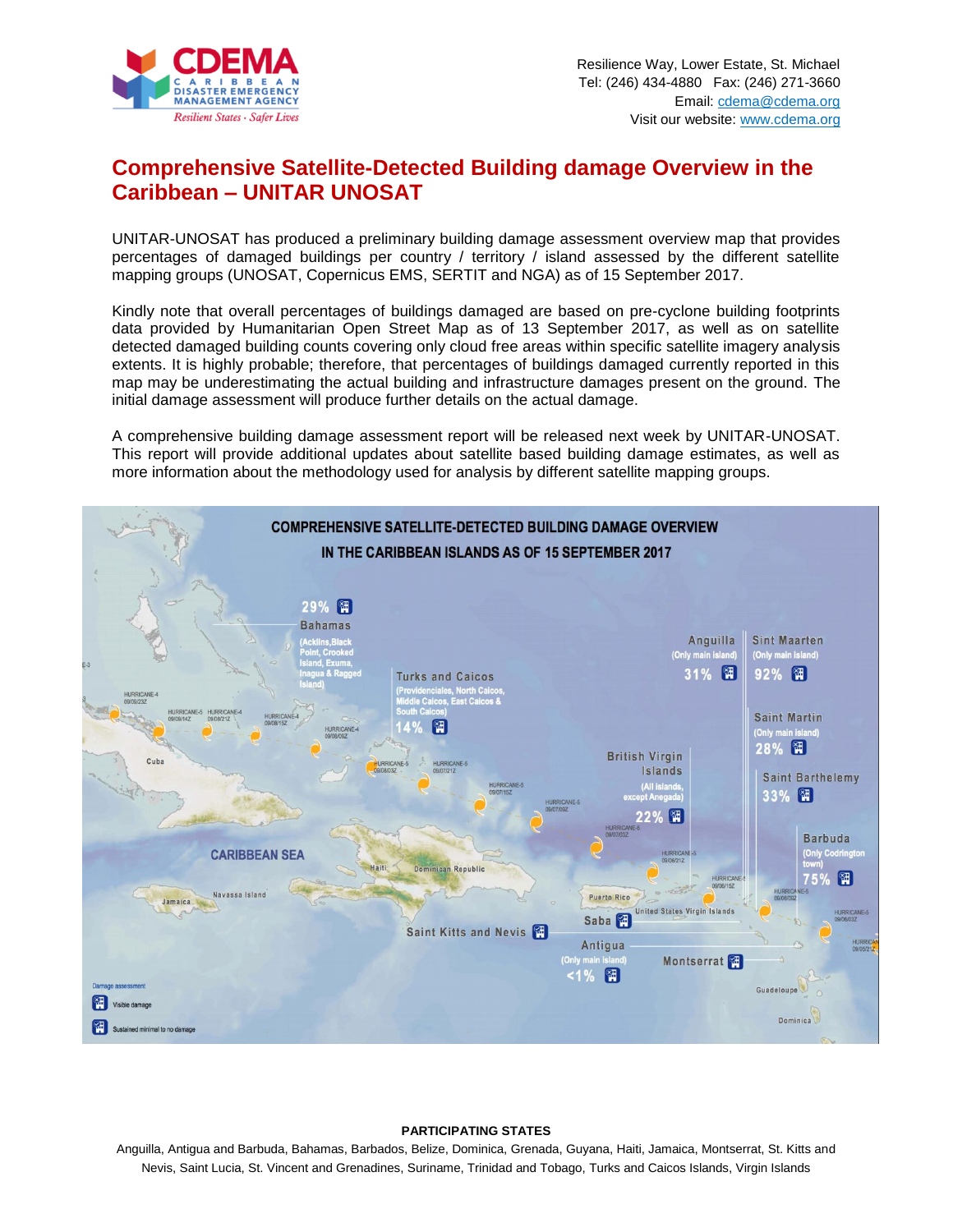Resilience Way, Lower Estate, St. Michael
Tel: (246) 434-4880 Fax: (246) 271-3660
Email: cdema@cdema.org
Visit our website: www.cdema.org

## Comprehensive Satellite-Detected Building damage Overview in the Caribbean – UNITAR UNOSAT

UNITAR-UNOSAT has produced a preliminary building damage assessment overview map that provides percentages of damaged buildings per country / territory / island assessed by the different satellite mapping groups (UNOSAT, Copernicus EMS, SERTIT and NGA) as of 15 September 2017.

Kindly note that overall percentages of buildings damaged are based on pre-cyclone building footprints data provided by Humanitarian Open Street Map as of 13 September 2017, as well as on satellite detected damaged building counts covering only cloud free areas within specific satellite imagery analysis extents. It is highly probable; therefore, that percentages of buildings damaged currently reported in this map may be underestimating the actual building and infrastructure damages present on the ground. The initial damage assessment will produce further details on the actual damage.

A comprehensive building damage assessment report will be released next week by UNITAR-UNOSAT. This report will provide additional updates about satellite based building damage estimates, as well as more information about the methodology used for analysis by different satellite mapping groups.

**COMPREHENSIVE SATELLITE-DETECTED BUILDING DAMAGE OVERVIEW IN THE CARIBBEAN ISLANDS AS OF 15 SEPTEMBER 2017**

- Bahamas (Acklins, Black Point, Crooked Island, Exuma, Inagua & Ragged Island): 29%
- Turks and Caicos (Providenciales, North Caicos, Middle Caicos, East Caicos & South Caicos): 14%
- Anguilla (Only main island): 31%
- Sint Maarten (Only main island): 92%
- Saint Martin (Only main island): 28%
- Saint Barthelemy: 33%
- British Virgin Islands (All islands, except Anegada): 22%
- Barbuda (Only Codrington town): 75%
- Antigua (Only main island): <1%
- Saba
- Saint Kitts and Nevis
- Montserrat

Damage assessment: Visible damage; Sustained minimal to no damage

**PARTICIPATING STATES**

Anguilla, Antigua and Barbuda, Bahamas, Barbados, Belize, Dominica, Grenada, Guyana, Haiti, Jamaica, Montserrat, St. Kitts and Nevis, Saint Lucia, St. Vincent and Grenadines, Suriname, Trinidad and Tobago, Turks and Caicos Islands, Virgin Islands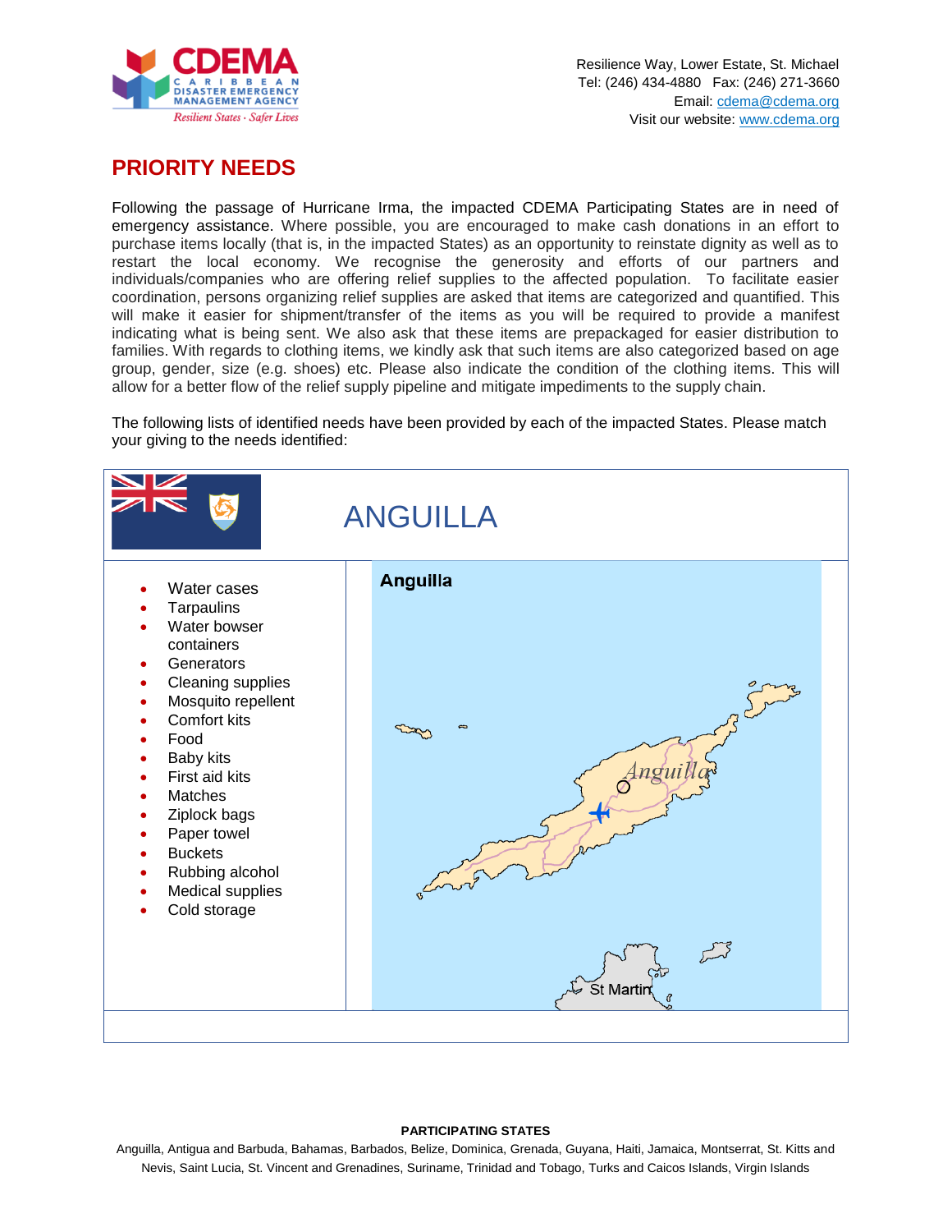Resilience Way, Lower Estate, St. Michael
Tel: (246) 434-4880 Fax: (246) 271-3660
Email: cdema@cdema.org
Visit our website: www.cdema.org

## PRIORITY NEEDS

Following the passage of Hurricane Irma, the impacted CDEMA Participating States are in need of emergency assistance. Where possible, you are encouraged to make cash donations in an effort to purchase items locally (that is, in the impacted States) as an opportunity to reinstate dignity as well as to restart the local economy. We recognise the generosity and efforts of our partners and individuals/companies who are offering relief supplies to the affected population. To facilitate easier coordination, persons organizing relief supplies are asked that items are categorized and quantified. This will make it easier for shipment/transfer of the items as you will be required to provide a manifest indicating what is being sent. We also ask that these items are prepackaged for easier distribution to families. With regards to clothing items, we kindly ask that such items are also categorized based on age group, gender, size (e.g. shoes) etc. Please also indicate the condition of the clothing items. This will allow for a better flow of the relief supply pipeline and mitigate impediments to the supply chain.

The following lists of identified needs have been provided by each of the impacted States. Please match your giving to the needs identified:

## ANGUILLA

- Water cases
- Tarpaulins
- Water bowser containers
- Generators
- Cleaning supplies
- Mosquito repellent
- Comfort kits
- Food
- Baby kits
- First aid kits
- Matches
- Ziplock bags
- Paper towel
- Buckets
- Rubbing alcohol
- Medical supplies
- Cold storage

**PARTICIPATING STATES**

Anguilla, Antigua and Barbuda, Bahamas, Barbados, Belize, Dominica, Grenada, Guyana, Haiti, Jamaica, Montserrat, St. Kitts and Nevis, Saint Lucia, St. Vincent and Grenadines, Suriname, Trinidad and Tobago, Turks and Caicos Islands, Virgin Islands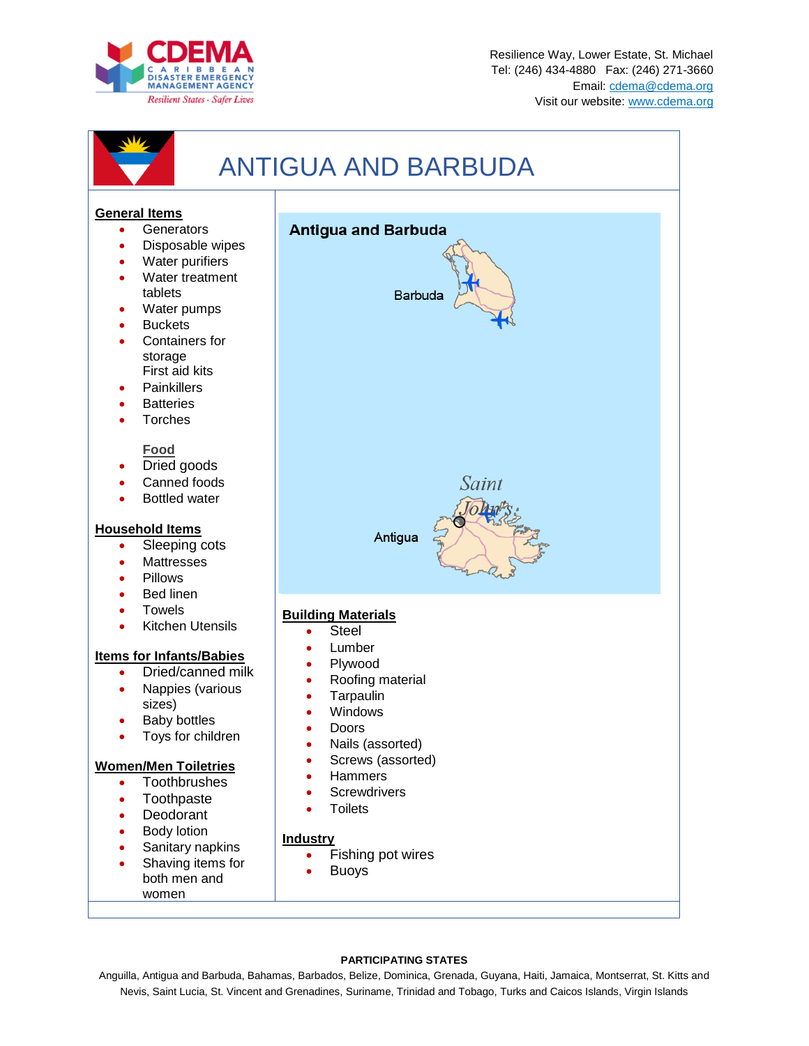# ANTIGUA AND BARBUDA

## General Items

- Generators
- Disposable wipes
- Water purifiers
- Water treatment tablets
- Water pumps
- Buckets
- Containers for storage
  First aid kits
- Painkillers
- Batteries
- Torches

### Food

- Dried goods
- Canned foods
- Bottled water

## Household Items

- Sleeping cots
- Mattresses
- Pillows
- Bed linen
- Towels
- Kitchen Utensils

## Items for Infants/Babies

- Dried/canned milk
- Nappies (various sizes)
- Baby bottles
- Toys for children

## Women/Men Toiletries

- Toothbrushes
- Toothpaste
- Deodorant
- Body lotion
- Sanitary napkins
- Shaving items for both men and women

Antigua and Barbuda

Barbuda

Saint John's

Antigua

## Building Materials

- Steel
- Lumber
- Plywood
- Roofing material
- Tarpaulin
- Windows
- Doors
- Nails (assorted)
- Screws (assorted)
- Hammers
- Screwdrivers
- Toilets

## Industry

- Fishing pot wires
- Buoys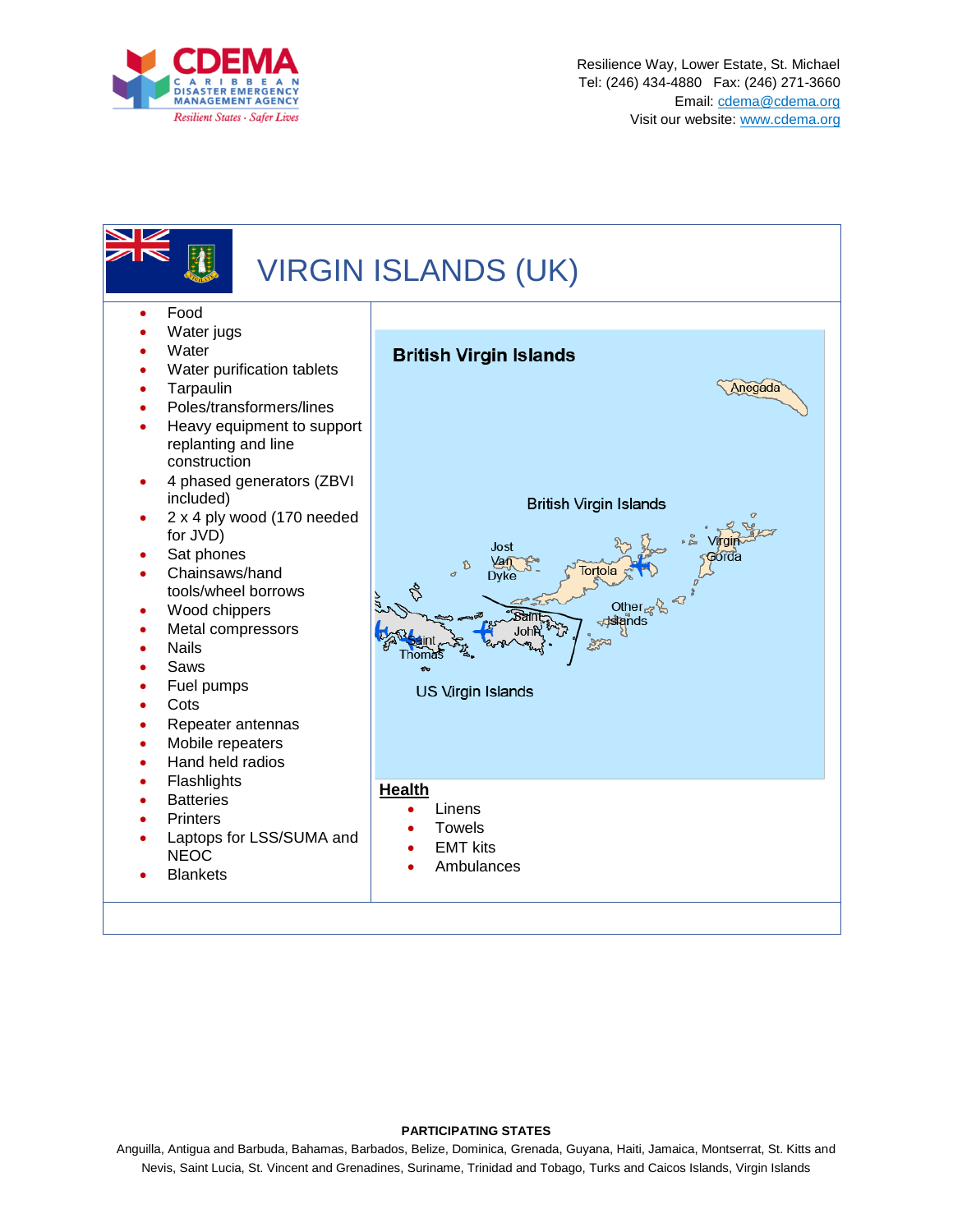# VIRGIN ISLANDS (UK)

- Food
- Water jugs
- Water
- Water purification tablets
- Tarpaulin
- Poles/transformers/lines
- Heavy equipment to support replanting and line construction
- 4 phased generators (ZBVI included)
- 2 x 4 ply wood (170 needed for JVD)
- Sat phones
- Chainsaws/hand tools/wheel borrows
- Wood chippers
- Metal compressors
- Nails
- Saws
- Fuel pumps
- Cots
- Repeater antennas
- Mobile repeaters
- Hand held radios
- Flashlights
- Batteries
- Printers
- Laptops for LSS/SUMA and NEOC
- Blankets

**Health**

- Linens
- Towels
- EMT kits
- Ambulances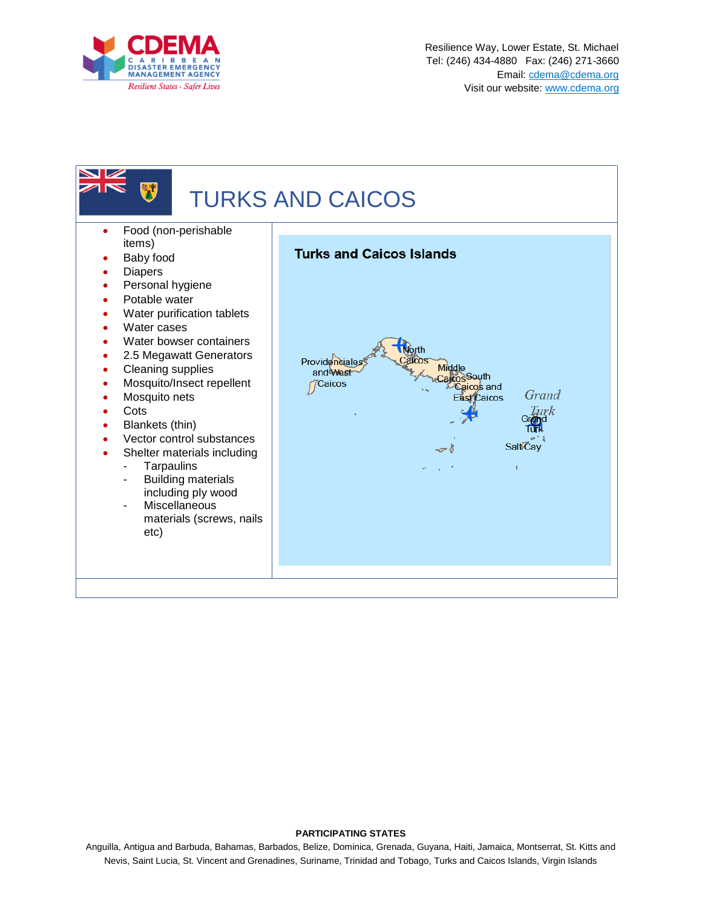# TURKS AND CAICOS

- Food (non-perishable items)
- Baby food
- Diapers
- Personal hygiene
- Potable water
- Water purification tablets
- Water cases
- Water bowser containers
- 2.5 Megawatt Generators
- Cleaning supplies
- Mosquito/Insect repellent
- Mosquito nets
- Cots
- Blankets (thin)
- Vector control substances
- Shelter materials including
  - Tarpaulins
  - Building materials including ply wood
  - Miscellaneous materials (screws, nails etc)

**Turks and Caicos Islands**

Providenciales and West Caicos
North Caicos
Middle Caicos
South Caicos and East Caicos
Grand Turk
Grand Turk
Salt Cay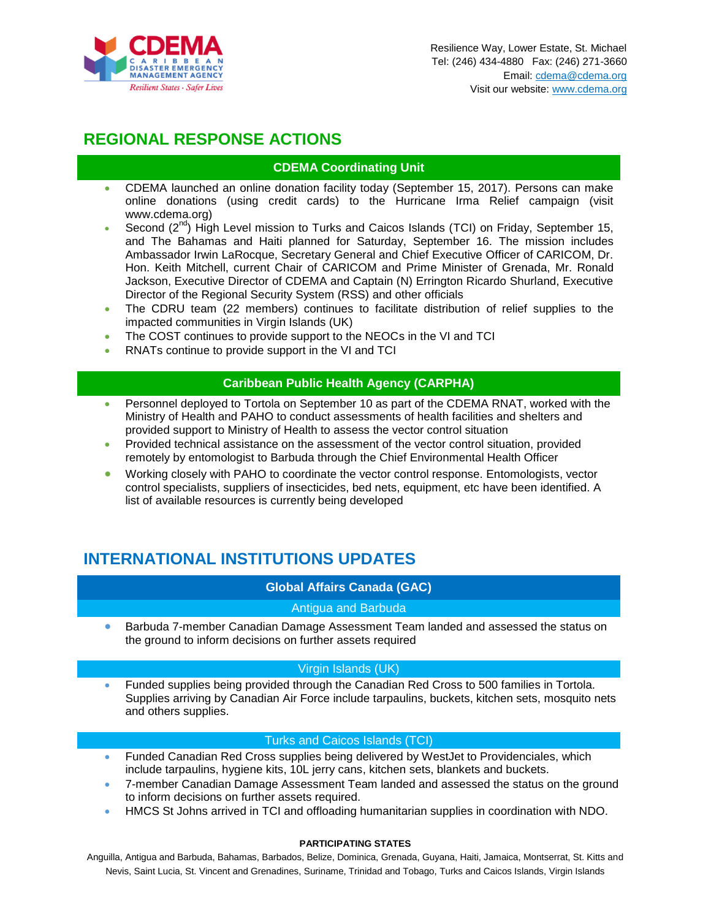## REGIONAL RESPONSE ACTIONS

### CDEMA Coordinating Unit

- CDEMA launched an online donation facility today (September 15, 2017). Persons can make online donations (using credit cards) to the Hurricane Irma Relief campaign (visit www.cdema.org)
- Second (2nd) High Level mission to Turks and Caicos Islands (TCI) on Friday, September 15, and The Bahamas and Haiti planned for Saturday, September 16. The mission includes Ambassador Irwin LaRocque, Secretary General and Chief Executive Officer of CARICOM, Dr. Hon. Keith Mitchell, current Chair of CARICOM and Prime Minister of Grenada, Mr. Ronald Jackson, Executive Director of CDEMA and Captain (N) Errington Ricardo Shurland, Executive Director of the Regional Security System (RSS) and other officials
- The CDRU team (22 members) continues to facilitate distribution of relief supplies to the impacted communities in Virgin Islands (UK)
- The COST continues to provide support to the NEOCs in the VI and TCI
- RNATs continue to provide support in the VI and TCI

### Caribbean Public Health Agency (CARPHA)

- Personnel deployed to Tortola on September 10 as part of the CDEMA RNAT, worked with the Ministry of Health and PAHO to conduct assessments of health facilities and shelters and provided support to Ministry of Health to assess the vector control situation
- Provided technical assistance on the assessment of the vector control situation, provided remotely by entomologist to Barbuda through the Chief Environmental Health Officer
- Working closely with PAHO to coordinate the vector control response. Entomologists, vector control specialists, suppliers of insecticides, bed nets, equipment, etc have been identified. A list of available resources is currently being developed

## INTERNATIONAL INSTITUTIONS UPDATES

### Global Affairs Canada (GAC)

#### Antigua and Barbuda

- Barbuda 7-member Canadian Damage Assessment Team landed and assessed the status on the ground to inform decisions on further assets required

#### Virgin Islands (UK)

- Funded supplies being provided through the Canadian Red Cross to 500 families in Tortola. Supplies arriving by Canadian Air Force include tarpaulins, buckets, kitchen sets, mosquito nets and others supplies.

#### Turks and Caicos Islands (TCI)

- Funded Canadian Red Cross supplies being delivered by WestJet to Providenciales, which include tarpaulins, hygiene kits, 10L jerry cans, kitchen sets, blankets and buckets.
- 7-member Canadian Damage Assessment Team landed and assessed the status on the ground to inform decisions on further assets required.
- HMCS St Johns arrived in TCI and offloading humanitarian supplies in coordination with NDO.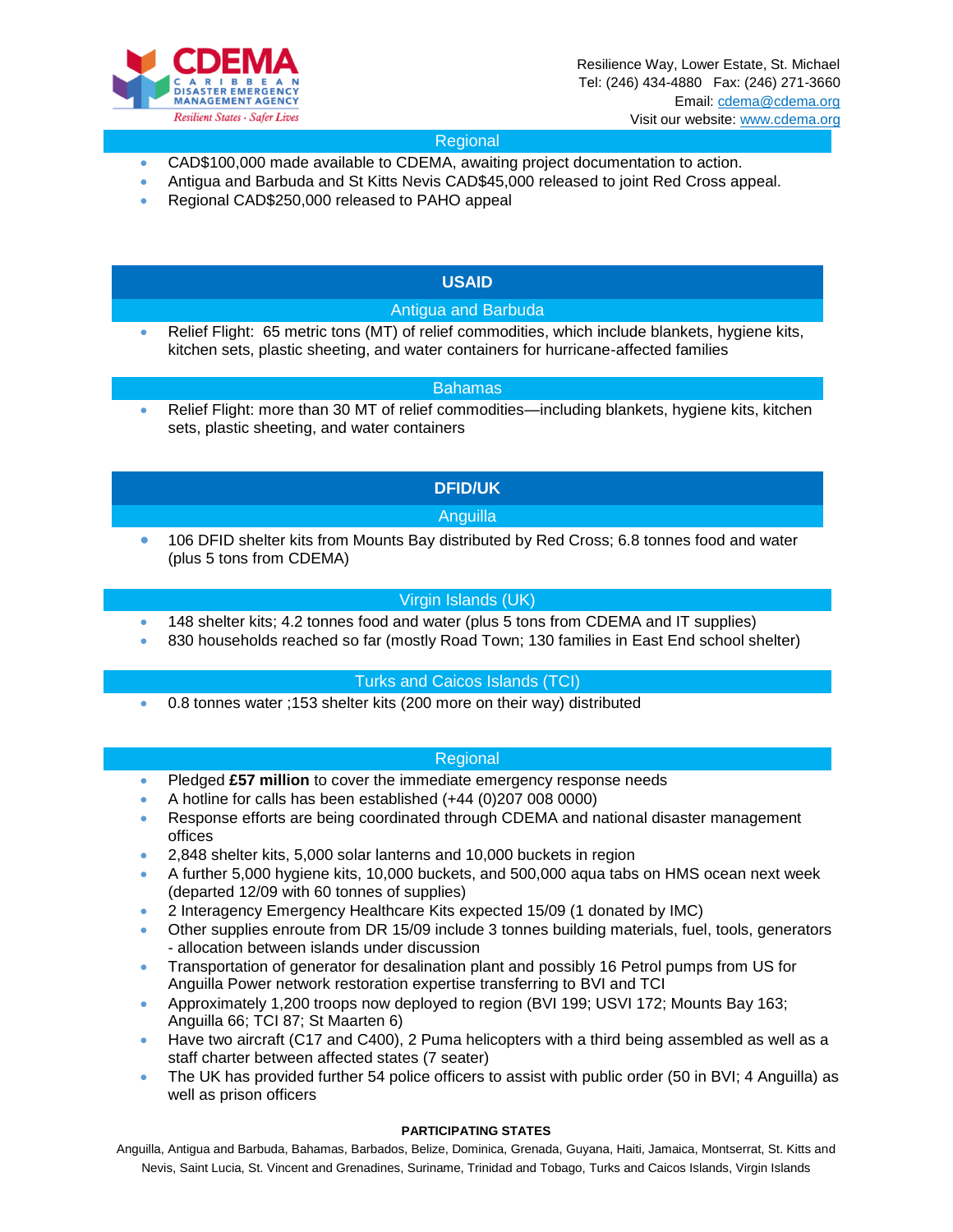### Regional

- CAD$100,000 made available to CDEMA, awaiting project documentation to action.
- Antigua and Barbuda and St Kitts Nevis CAD$45,000 released to joint Red Cross appeal.
- Regional CAD$250,000 released to PAHO appeal

## USAID

### Antigua and Barbuda

- Relief Flight: 65 metric tons (MT) of relief commodities, which include blankets, hygiene kits, kitchen sets, plastic sheeting, and water containers for hurricane-affected families

### Bahamas

- Relief Flight: more than 30 MT of relief commodities—including blankets, hygiene kits, kitchen sets, plastic sheeting, and water containers

## DFID/UK

### Anguilla

- 106 DFID shelter kits from Mounts Bay distributed by Red Cross; 6.8 tonnes food and water (plus 5 tons from CDEMA)

### Virgin Islands (UK)

- 148 shelter kits; 4.2 tonnes food and water (plus 5 tons from CDEMA and IT supplies)
- 830 households reached so far (mostly Road Town; 130 families in East End school shelter)

### Turks and Caicos Islands (TCI)

- 0.8 tonnes water ;153 shelter kits (200 more on their way) distributed

### Regional

- Pledged **£57 million** to cover the immediate emergency response needs
- A hotline for calls has been established (+44 (0)207 008 0000)
- Response efforts are being coordinated through CDEMA and national disaster management offices
- 2,848 shelter kits, 5,000 solar lanterns and 10,000 buckets in region
- A further 5,000 hygiene kits, 10,000 buckets, and 500,000 aqua tabs on HMS ocean next week (departed 12/09 with 60 tonnes of supplies)
- 2 Interagency Emergency Healthcare Kits expected 15/09 (1 donated by IMC)
- Other supplies enroute from DR 15/09 include 3 tonnes building materials, fuel, tools, generators - allocation between islands under discussion
- Transportation of generator for desalination plant and possibly 16 Petrol pumps from US for Anguilla Power network restoration expertise transferring to BVI and TCI
- Approximately 1,200 troops now deployed to region (BVI 199; USVI 172; Mounts Bay 163; Anguilla 66; TCI 87; St Maarten 6)
- Have two aircraft (C17 and C400), 2 Puma helicopters with a third being assembled as well as a staff charter between affected states (7 seater)
- The UK has provided further 54 police officers to assist with public order (50 in BVI; 4 Anguilla) as well as prison officers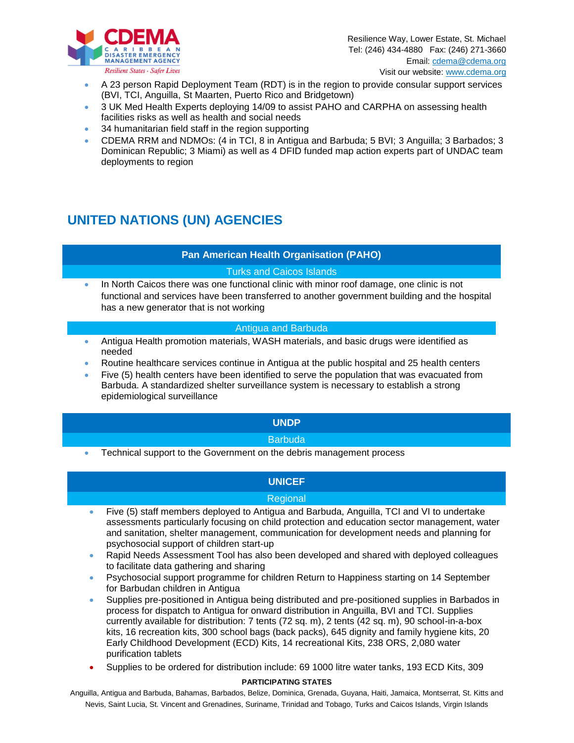- A 23 person Rapid Deployment Team (RDT) is in the region to provide consular support services (BVI, TCI, Anguilla, St Maarten, Puerto Rico and Bridgetown)
- 3 UK Med Health Experts deploying 14/09 to assist PAHO and CARPHA on assessing health facilities risks as well as health and social needs
- 34 humanitarian field staff in the region supporting
- CDEMA RRM and NDMOs: (4 in TCI, 8 in Antigua and Barbuda; 5 BVI; 3 Anguilla; 3 Barbados; 3 Dominican Republic; 3 Miami) as well as 4 DFID funded map action experts part of UNDAC team deployments to region

## UNITED NATIONS (UN) AGENCIES

### Pan American Health Organisation (PAHO)

#### Turks and Caicos Islands

- In North Caicos there was one functional clinic with minor roof damage, one clinic is not functional and services have been transferred to another government building and the hospital has a new generator that is not working

#### Antigua and Barbuda

- Antigua Health promotion materials, WASH materials, and basic drugs were identified as needed
- Routine healthcare services continue in Antigua at the public hospital and 25 health centers
- Five (5) health centers have been identified to serve the population that was evacuated from Barbuda. A standardized shelter surveillance system is necessary to establish a strong epidemiological surveillance

### UNDP

#### Barbuda

- Technical support to the Government on the debris management process

### UNICEF

#### Regional

- Five (5) staff members deployed to Antigua and Barbuda, Anguilla, TCI and VI to undertake assessments particularly focusing on child protection and education sector management, water and sanitation, shelter management, communication for development needs and planning for psychosocial support of children start-up
- Rapid Needs Assessment Tool has also been developed and shared with deployed colleagues to facilitate data gathering and sharing
- Psychosocial support programme for children Return to Happiness starting on 14 September for Barbudan children in Antigua
- Supplies pre-positioned in Antigua being distributed and pre-positioned supplies in Barbados in process for dispatch to Antigua for onward distribution in Anguilla, BVI and TCI. Supplies currently available for distribution: 7 tents (72 sq. m), 2 tents (42 sq. m), 90 school-in-a-box kits, 16 recreation kits, 300 school bags (back packs), 645 dignity and family hygiene kits, 20 Early Childhood Development (ECD) Kits, 14 recreational Kits, 238 ORS, 2,080 water purification tablets
- Supplies to be ordered for distribution include: 69 1000 litre water tanks, 193 ECD Kits, 309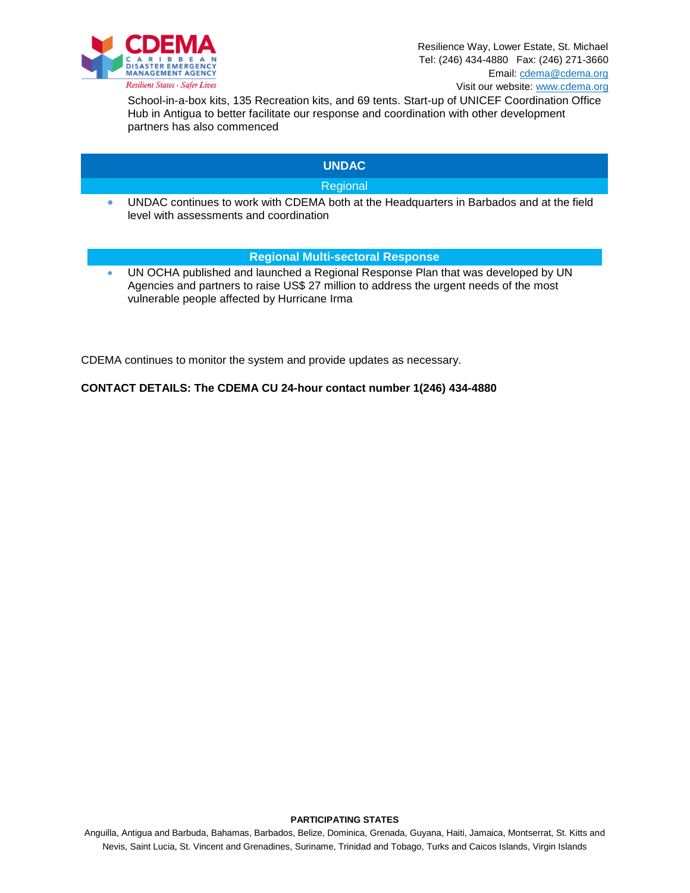School-in-a-box kits, 135 Recreation kits, and 69 tents. Start-up of UNICEF Coordination Office Hub in Antigua to better facilitate our response and coordination with other development partners has also commenced

## UNDAC

### Regional

- UNDAC continues to work with CDEMA both at the Headquarters in Barbados and at the field level with assessments and coordination

## Regional Multi-sectoral Response

- UN OCHA published and launched a Regional Response Plan that was developed by UN Agencies and partners to raise US$ 27 million to address the urgent needs of the most vulnerable people affected by Hurricane Irma

CDEMA continues to monitor the system and provide updates as necessary.

**CONTACT DETAILS: The CDEMA CU 24-hour contact number 1(246) 434-4880**